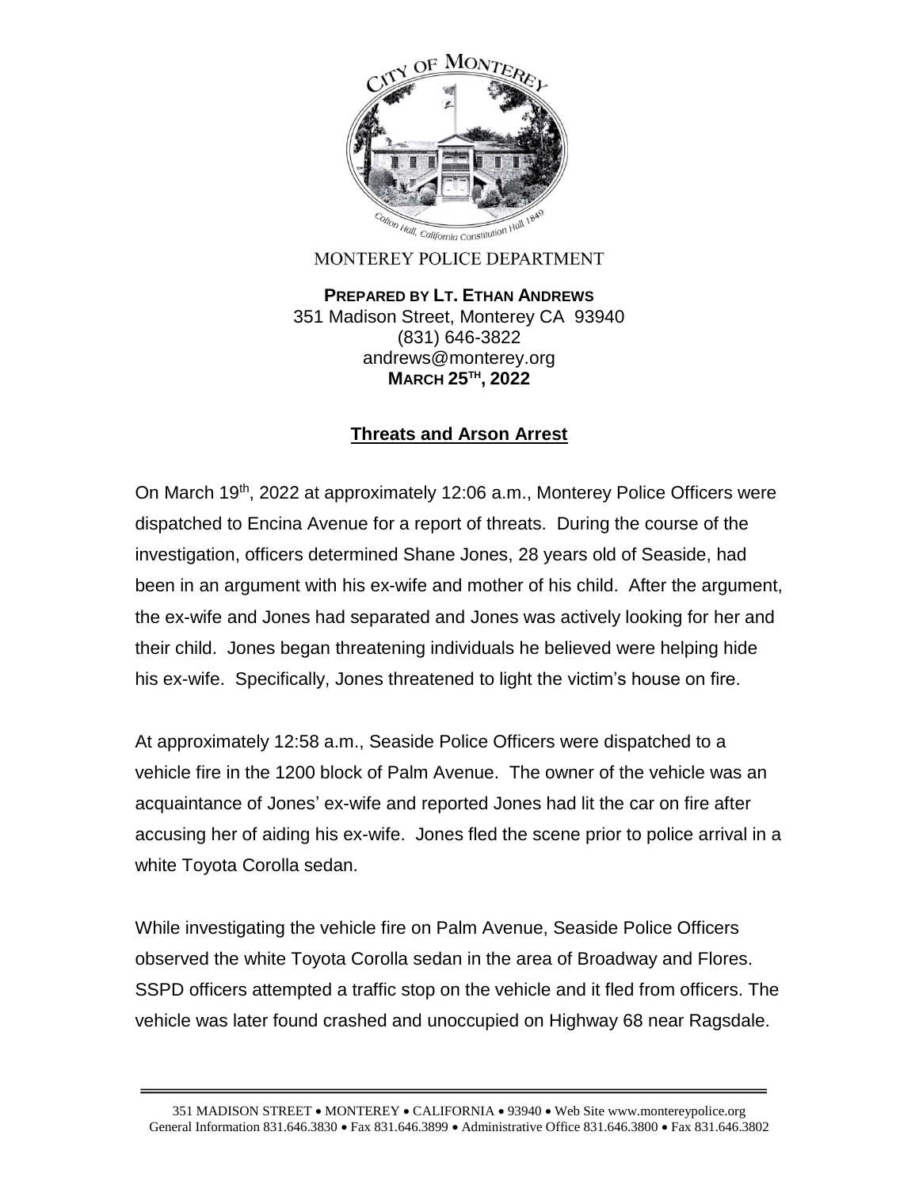MONTEREY POLICE DEPARTMENT

**PREPARED BY LT. ETHAN ANDREWS**
351 Madison Street, Monterey CA 93940
(831) 646-3822
andrews@monterey.org
**MARCH 25TH, 2022**

## Threats and Arson Arrest

On March 19th, 2022 at approximately 12:06 a.m., Monterey Police Officers were dispatched to Encina Avenue for a report of threats. During the course of the investigation, officers determined Shane Jones, 28 years old of Seaside, had been in an argument with his ex-wife and mother of his child. After the argument, the ex-wife and Jones had separated and Jones was actively looking for her and their child. Jones began threatening individuals he believed were helping hide his ex-wife. Specifically, Jones threatened to light the victim's house on fire.

At approximately 12:58 a.m., Seaside Police Officers were dispatched to a vehicle fire in the 1200 block of Palm Avenue. The owner of the vehicle was an acquaintance of Jones' ex-wife and reported Jones had lit the car on fire after accusing her of aiding his ex-wife. Jones fled the scene prior to police arrival in a white Toyota Corolla sedan.

While investigating the vehicle fire on Palm Avenue, Seaside Police Officers observed the white Toyota Corolla sedan in the area of Broadway and Flores. SSPD officers attempted a traffic stop on the vehicle and it fled from officers. The vehicle was later found crashed and unoccupied on Highway 68 near Ragsdale.

351 MADISON STREET • MONTEREY • CALIFORNIA • 93940 • Web Site www.montereypolice.org
General Information 831.646.3830 • Fax 831.646.3899 • Administrative Office 831.646.3800 • Fax 831.646.3802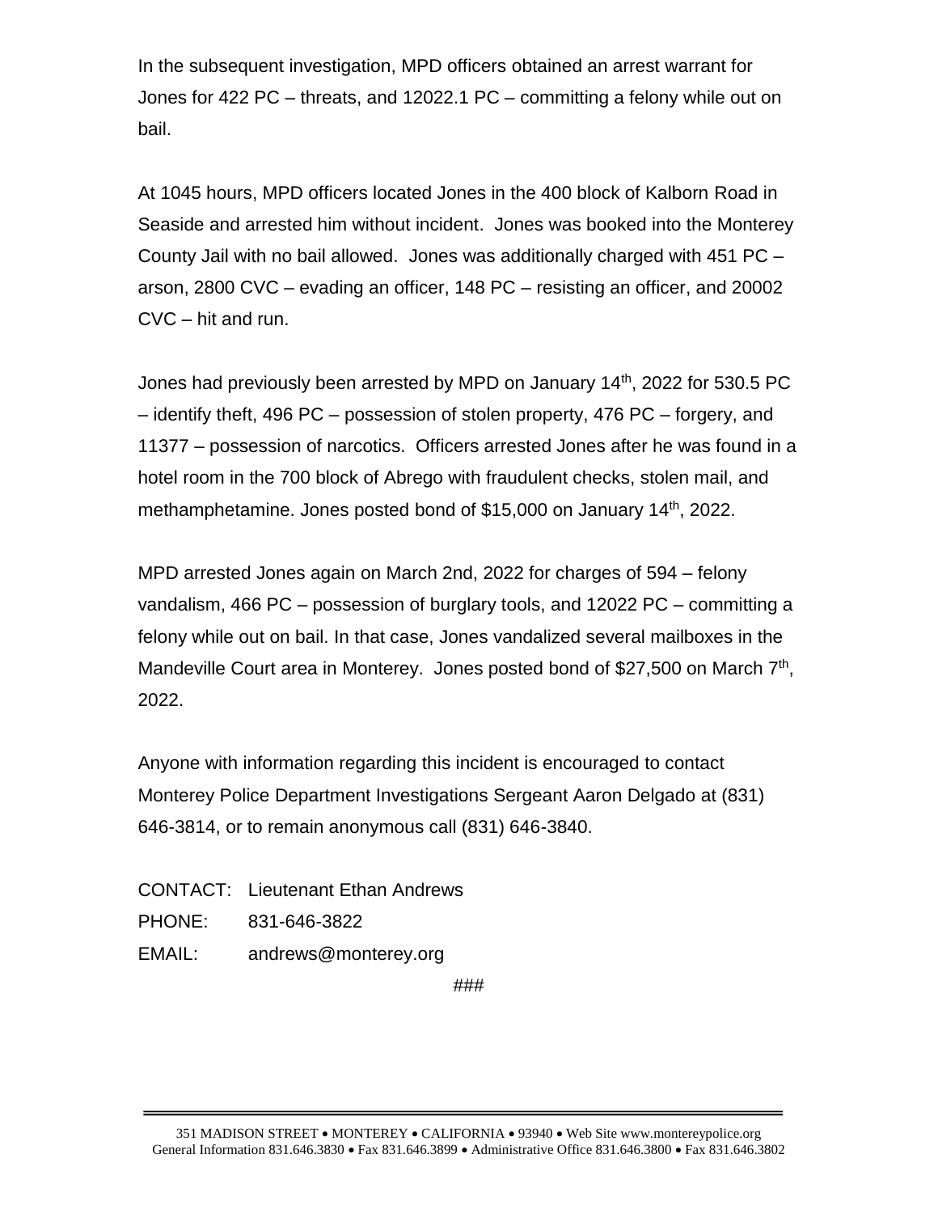In the subsequent investigation, MPD officers obtained an arrest warrant for Jones for 422 PC – threats, and 12022.1 PC – committing a felony while out on bail.

At 1045 hours, MPD officers located Jones in the 400 block of Kalborn Road in Seaside and arrested him without incident. Jones was booked into the Monterey County Jail with no bail allowed. Jones was additionally charged with 451 PC – arson, 2800 CVC – evading an officer, 148 PC – resisting an officer, and 20002 CVC – hit and run.

Jones had previously been arrested by MPD on January 14th, 2022 for 530.5 PC – identify theft, 496 PC – possession of stolen property, 476 PC – forgery, and 11377 – possession of narcotics. Officers arrested Jones after he was found in a hotel room in the 700 block of Abrego with fraudulent checks, stolen mail, and methamphetamine. Jones posted bond of $15,000 on January 14th, 2022.

MPD arrested Jones again on March 2nd, 2022 for charges of 594 – felony vandalism, 466 PC – possession of burglary tools, and 12022 PC – committing a felony while out on bail. In that case, Jones vandalized several mailboxes in the Mandeville Court area in Monterey. Jones posted bond of $27,500 on March 7th, 2022.

Anyone with information regarding this incident is encouraged to contact Monterey Police Department Investigations Sergeant Aaron Delgado at (831) 646-3814, or to remain anonymous call (831) 646-3840.

CONTACT: Lieutenant Ethan Andrews
PHONE: 831-646-3822
EMAIL: andrews@monterey.org

###

351 MADISON STREET • MONTEREY • CALIFORNIA • 93940 • Web Site www.montereypolice.org
General Information 831.646.3830 • Fax 831.646.3899 • Administrative Office 831.646.3800 • Fax 831.646.3802